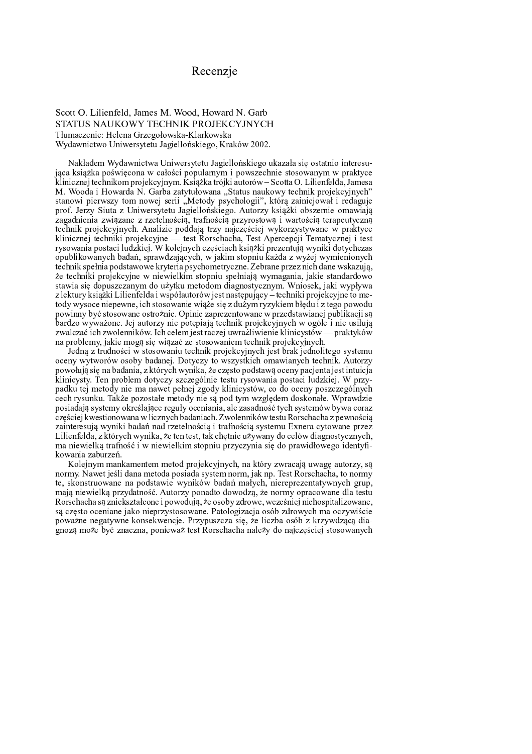# Recenzje

Scott O. Lilienfeld, James M. Wood, Howard N. Garb
STATUS NAUKOWY TECHNIK PROJEKCYJNYCH
Tłumaczenie: Helena Grzegołowska-Klarkowska
Wydawnictwo Uniwersytetu Jagiellońskiego, Kraków 2002.

Nakładem Wydawnictwa Uniwersytetu Jagiellońskiego ukazała się ostatnio interesująca książka poświęcona w całości popularnym i powszechnie stosowanym w praktyce klinicznej technikom projekcyjnym. Książka trójki autorów – Scotta O. Lilienfelda, Jamesa M. Wooda i Howarda N. Garba zatytułowana „Status naukowy technik projekcyjnych" stanowi pierwszy tom nowej serii „Metody psychologii", którą zainicjował i redaguje prof. Jerzy Siuta z Uniwersytetu Jagiellońskiego. Autorzy książki obszernie omawiają zagadnienia związane z rzetelnością, trafnością przyrostową i wartością terapeutyczną technik projekcyjnych. Analizie poddają trzy najczęściej wykorzystywane w praktyce klinicznej techniki projekcyjne — test Rorschacha, Test Apercepcji Tematycznej i test rysowania postaci ludzkiej. W kolejnych częściach książki prezentują wyniki dotychczas opublikowanych badań, sprawdzających, w jakim stopniu każda z wyżej wymienionych technik spełnia podstawowe kryteria psychometryczne. Zebrane przez nich dane wskazują, że techniki projekcyjne w niewielkim stopniu spełniają wymagania, jakie standardowo stawia się dopuszczanym do użytku metodom diagnostycznym. Wniosek, jaki wypływa z lektury książki Lilienfelda i współautorów jest następujący – techniki projekcyjne to metody wysoce niepewne, ich stosowanie wiąże się z dużym ryzykiem błędu i z tego powodu powinny być stosowane ostrożnie. Opinie zaprezentowane w przedstawianej publikacji są bardzo wyważone. Jej autorzy nie potępiają technik projekcyjnych w ogóle i nie usiłują zwalczać ich zwolenników. Ich celem jest raczej uwrażliwienie klinicystów — praktyków na problemy, jakie mogą się wiązać ze stosowaniem technik projekcyjnych.

Jedną z trudności w stosowaniu technik projekcyjnych jest brak jednolitego systemu oceny wytworów osoby badanej. Dotyczy to wszystkich omawianych technik. Autorzy powołują się na badania, z których wynika, że często podstawą oceny pacjenta jest intuicja klinicysty. Ten problem dotyczy szczególnie testu rysowania postaci ludzkiej. W przypadku tej metody nie ma nawet pełnej zgody klinicystów, co do oceny poszczególnych cech rysunku. Także pozostałe metody nie są pod tym względem doskonałe. Wprawdzie posiadają systemy określające reguły oceniania, ale zasadność tych systemów bywa coraz częściej kwestionowana w licznych badaniach. Zwolenników testu Rorschacha z pewnością zainteresują wyniki badań nad rzetelnością i trafnością systemu Exnera cytowane przez Lilienfelda, z których wynika, że ten test, tak chętnie używany do celów diagnostycznych, ma niewielką trafność i w niewielkim stopniu przyczynia się do prawidłowego identyfikowania zaburzeń.

Kolejnym mankamentem metod projekcyjnych, na który zwracają uwagę autorzy, są normy. Nawet jeśli dana metoda posiada system norm, jak np. Test Rorschacha, to normy te, skonstruowane na podstawie wyników badań małych, niereprezentatywnych grup, mają niewielką przydatność. Autorzy ponadto dowodzą, że normy opracowane dla testu Rorschacha są zniekształcone i powodują, że osoby zdrowe, wcześniej niehospitalizowane, są często oceniane jako nieprzystosowane. Patologizacja osób zdrowych ma oczywiście poważne negatywne konsekwencje. Przypuszcza się, że liczba osób z krzywdzącą diagnozą może być znaczna, ponieważ test Rorschacha należy do najczęściej stosowanych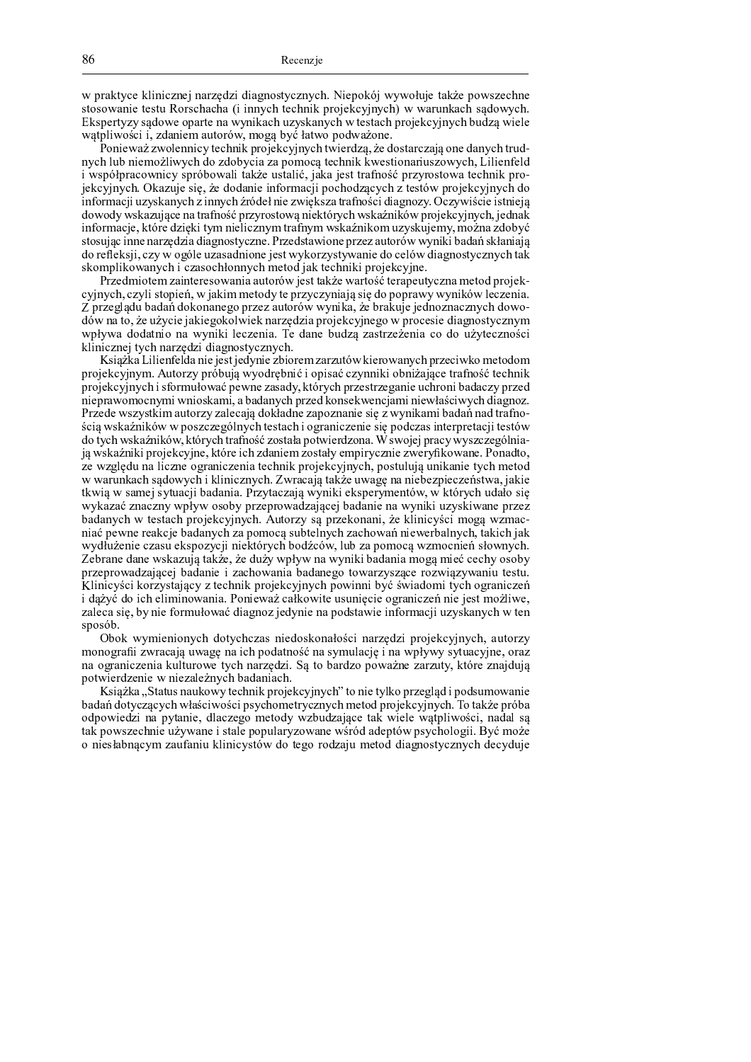w praktyce klinicznej narzędzi diagnostycznych. Niepokój wywołuje także powszechne stosowanie testu Rorschacha (i innych technik projekcyjnych) w warunkach sądowych. Ekspertyzy sądowe oparte na wynikach uzyskanych w testach projekcyjnych budzą wiele wątpliwości i, zdaniem autorów, mogą być łatwo podważone.

Ponieważ zwolennicy technik projekcyjnych twierdzą, że dostarczają one danych trudnych lub niemożliwych do zdobycia za pomocą technik kwestionariuszowych, Lilienfeld i współpracownicy spróbowali także ustalić, jaka jest trafność przyrostowa technik projekcyjnych. Okazuje się, że dodanie informacji pochodzących z testów projekcyjnych do informacji uzyskanych z innych źródeł nie zwiększa trafności diagnozy. Oczywiście istnieją dowody wskazujące na trafność przyrostową niektórych wskaźników projekcyjnych, jednak informacje, które dzięki tym nielicznym trafnym wskaźnikom uzyskujemy, można zdobyć stosując inne narzędzia diagnostyczne. Przedstawione przez autorów wyniki badań skłaniają do refleksji, czy w ogóle uzasadnione jest wykorzystywanie do celów diagnostycznych tak skomplikowanych i czasochłonnych metod jak techniki projekcyjne.

Przedmiotem zainteresowania autorów jest także wartość terapeutyczna metod projekcyjnych, czyli stopień, w jakim metody te przyczyniają się do poprawy wyników leczenia. Z przeglądu badań dokonanego przez autorów wynika, że brakuje jednoznacznych dowodów na to, że użycie jakiegokolwiek narzędzia projekcyjnego w procesie diagnostycznym wpływa dodatnio na wyniki leczenia. Te dane budzą zastrzeżenia co do użyteczności klinicznej tych narzędzi diagnostycznych.

Książka Lilienfelda nie jest jedynie zbiorem zarzutów kierowanych przeciwko metodom projekcyjnym. Autorzy próbują wyodrębnić i opisać czynniki obniżające trafność technik projekcyjnych i sformułować pewne zasady, których przestrzeganie uchroni badaczy przed nieprawomocnymi wnioskami, a badanych przed konsekwencjami niewłaściwych diagnoz. Przede wszystkim autorzy zalecają dokładne zapoznanie się z wynikami badań nad trafnością wskaźników w poszczególnych testach i ograniczenie się podczas interpretacji testów do tych wskaźników, których trafność została potwierdzona. W swojej pracy wyszczególniają wskaźniki projekcyjne, które ich zdaniem zostały empirycznie zweryfikowane. Ponadto, ze względu na liczne ograniczenia technik projekcyjnych, postulują unikanie tych metod w warunkach sądowych i klinicznych. Zwracają także uwagę na niebezpieczeństwa, jakie tkwią w samej sytuacji badania. Przytaczają wyniki eksperymentów, w których udało się wykazać znaczny wpływ osoby przeprowadzającej badanie na wyniki uzyskiwane przez badanych w testach projekcyjnych. Autorzy są przekonani, że klinicyści mogą wzmacniać pewne reakcje badanych za pomocą subtelnych zachowań niewerbalnych, takich jak wydłużenie czasu ekspozycji niektórych bodźców, lub za pomocą wzmocnień słownych. Zebrane dane wskazują także, że duży wpływ na wyniki badania mogą mieć cechy osoby przeprowadzającej badanie i zachowania badanego towarzyszące rozwiązywaniu testu. Klinicyści korzystający z technik projekcyjnych powinni być świadomi tych ograniczeń i dążyć do ich eliminowania. Ponieważ całkowite usunięcie ograniczeń nie jest możliwe, zaleca się, by nie formułować diagnoz jedynie na podstawie informacji uzyskanych w ten sposób.

Obok wymienionych dotychczas niedoskonałości narzędzi projekcyjnych, autorzy monografii zwracają uwagę na ich podatność na symulację i na wpływy sytuacyjne, oraz na ograniczenia kulturowe tych narzędzi. Są to bardzo poważne zarzuty, które znajdują potwierdzenie w niezależnych badaniach.

Książka „Status naukowy technik projekcyjnych" to nie tylko przegląd i podsumowanie badań dotyczących właściwości psychometrycznych metod projekcyjnych. To także próba odpowiedzi na pytanie, dlaczego metody wzbudzające tak wiele wątpliwości, nadal są tak powszechnie używane i stale popularyzowane wśród adeptów psychologii. Być może o niesłabnącym zaufaniu klinicystów do tego rodzaju metod diagnostycznych decyduje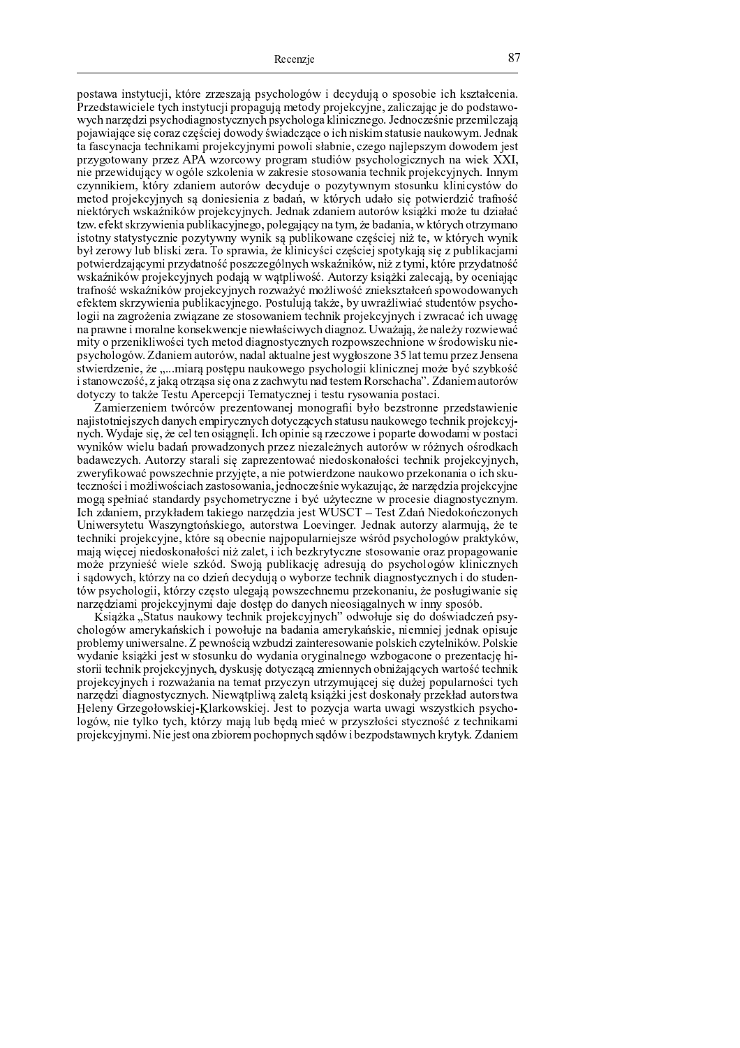postawa instytucji, które zrzeszają psychologów i decydują o sposobie ich kształcenia. Przedstawiciele tych instytucji propagują metody projekcyjne, zaliczając je do podstawowych narzędzi psychodiagnostycznych psychologa klinicznego. Jednocześnie przemilczają pojawiające się coraz częściej dowody świadczące o ich niskim statusie naukowym. Jednak ta fascynacja technikami projekcyjnymi powoli słabnie, czego najlepszym dowodem jest przygotowany przez APA wzorcowy program studiów psychologicznych na wiek XXI, nie przewidujący w ogóle szkolenia w zakresie stosowania technik projekcyjnych. Innym czynnikiem, który zdaniem autorów decyduje o pozytywnym stosunku klinicystów do metod projekcyjnych są doniesienia z badań, w których udało się potwierdzić trafność niektórych wskaźników projekcyjnych. Jednak zdaniem autorów książki może tu działać tzw. efekt skrzywienia publikacyjnego, polegający na tym, że badania, w których otrzymano istotny statystycznie pozytywny wynik są publikowane częściej niż te, w których wynik był zerowy lub bliski zera. To sprawia, że klinicyści częściej spotykają się z publikacjami potwierdzającymi przydatność poszczególnych wskaźników, niż z tymi, które przydatność wskaźników projekcyjnych podają w wątpliwość. Autorzy książki zalecają, by oceniając trafność wskaźników projekcyjnych rozważyć możliwość zniekształceń spowodowanych efektem skrzywienia publikacyjnego. Postulują także, by uwrażliwiać studentów psychologii na zagrożenia związane ze stosowaniem technik projekcyjnych i zwracać ich uwagę na prawne i moralne konsekwencje niewłaściwych diagnoz. Uważają, że należy rozwiewać mity o przenikliwości tych metod diagnostycznych rozpowszechnione w środowisku niepsychologów. Zdaniem autorów, nadal aktualne jest wygłoszone 35 lat temu przez Jensena stwierdzenie, że „...miarą postępu naukowego psychologii klinicznej może być szybkość i stanowczość, z jaką otrząsa się ona z zachwytu nad testem Rorschacha". Zdaniem autorów dotyczy to także Testu Apercepcji Tematycznej i testu rysowania postaci.

Zamierzeniem twórców prezentowanej monografii było bezstronne przedstawienie najistotniejszych danych empirycznych dotyczących statusu naukowego technik projekcyjnych. Wydaje się, że cel ten osiągnęli. Ich opinie są rzeczowe i poparte dowodami w postaci wyników wielu badań prowadzonych przez niezależnych autorów w różnych ośrodkach badawczych. Autorzy starali się zaprezentować niedoskonałości technik projekcyjnych, zweryfikować powszechnie przyjęte, a nie potwierdzone naukowo przekonania o ich skuteczności i możliwościach zastosowania, jednocześnie wykazując, że narzędzia projekcyjne mogą spełniać standardy psychometryczne i być użyteczne w procesie diagnostycznym. Ich zdaniem, przykładem takiego narzędzia jest WUSCT – Test Zdań Niedokończonych Uniwersytetu Waszyngtońskiego, autorstwa Loevinger. Jednak autorzy alarmują, że te techniki projekcyjne, które są obecnie najpopularniejsze wśród psychologów praktyków, mają więcej niedoskonałości niż zalet, i ich bezkrytyczne stosowanie oraz propagowanie może przynieść wiele szkód. Swoją publikację adresują do psychologów klinicznych i sądowych, którzy na co dzień decydują o wyborze technik diagnostycznych i do studentów psychologii, którzy często ulegają powszechnemu przekonaniu, że posługiwanie się narzędziami projekcyjnymi daje dostęp do danych nieosiągalnych w inny sposób.

Książka „Status naukowy technik projekcyjnych" odwołuje się do doświadczeń psychologów amerykańskich i powołuje na badania amerykańskie, niemniej jednak opisuje problemy uniwersalne. Z pewnością wzbudzi zainteresowanie polskich czytelników. Polskie wydanie książki jest w stosunku do wydania oryginalnego wzbogacone o prezentację historii technik projekcyjnych, dyskusję dotyczącą zmiennych obniżających wartość technik projekcyjnych i rozważania na temat przyczyn utrzymującej się dużej popularności tych narzędzi diagnostycznych. Niewątpliwą zaletą książki jest doskonały przekład autorstwa Heleny Grzegołowskiej-Klarkowskiej. Jest to pozycja warta uwagi wszystkich psychologów, nie tylko tych, którzy mają lub będą mieć w przyszłości styczność z technikami projekcyjnymi. Nie jest ona zbiorem pochopnych sądów i bezpodstawnych krytyk. Zdaniem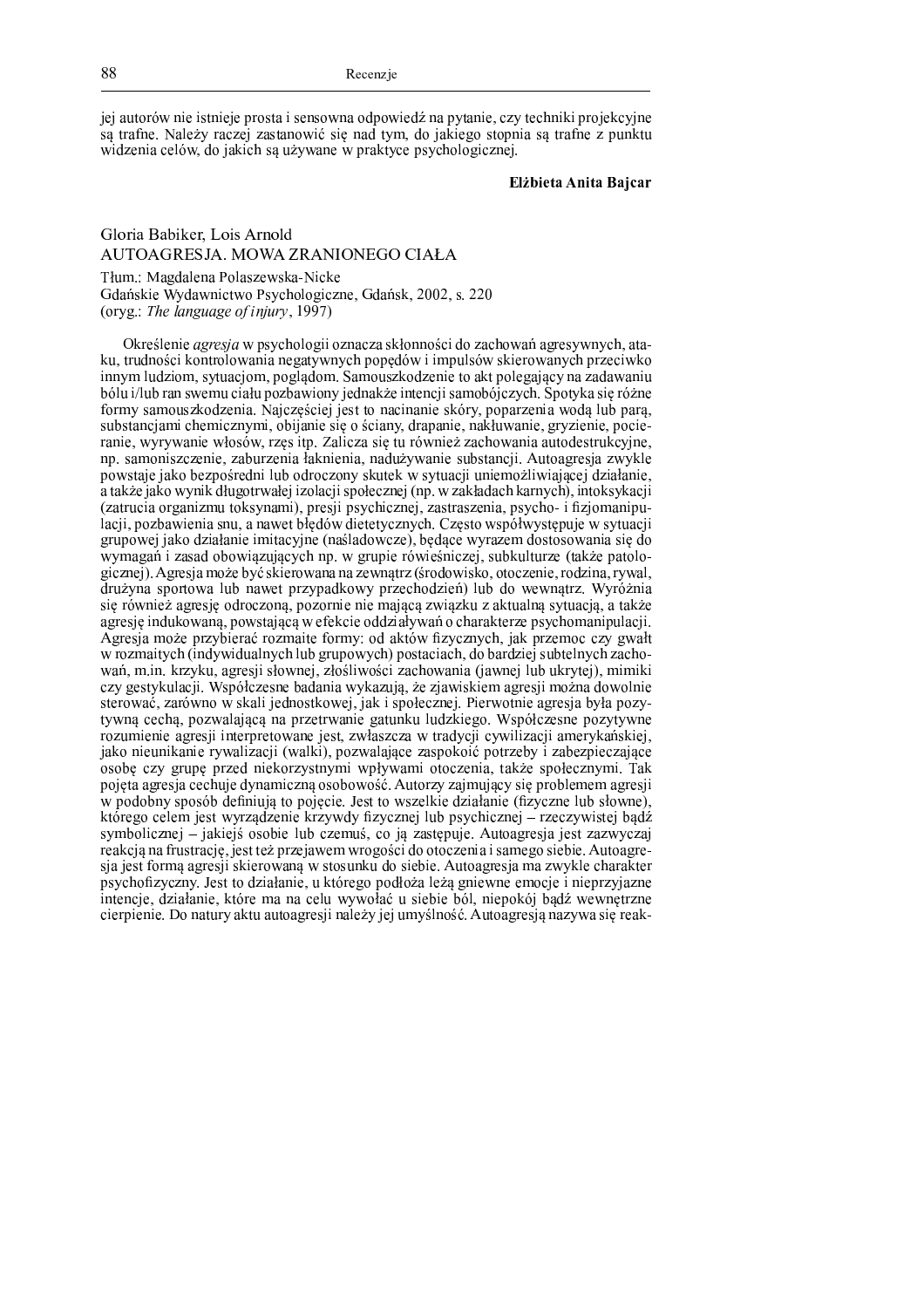jej autorów nie istnieje prosta i sensowna odpowiedź na pytanie, czy techniki projekcyjne są trafne. Należy raczej zastanowić się nad tym, do jakiego stopnia są trafne z punktu widzenia celów, do jakich są używane w praktyce psychologicznej.

**Elżbieta Anita Bajcar**

## Gloria Babiker, Lois Arnold
## AUTOAGRESJA. MOWA ZRANIONEGO CIAŁA

Tłum.: Magdalena Polaszewska-Nicke
Gdańskie Wydawnictwo Psychologiczne, Gdańsk, 2002, s. 220
(oryg.: *The language of injury*, 1997)

Określenie *agresja* w psychologii oznacza skłonności do zachowań agresywnych, ataku, trudności kontrolowania negatywnych popędów i impulsów skierowanych przeciwko innym ludziom, sytuacjom, poglądom. Samouszkodzenie to akt polegający na zadawaniu bólu i/lub ran swemu ciału pozbawiony jednakże intencji samobójczych. Spotyka się różne formy samouszkodzenia. Najczęściej jest to nacinanie skóry, poparzenia wodą lub parą, substancjami chemicznymi, obijanie się o ściany, drapanie, nakłuwanie, gryzienie, pocieranie, wyrywanie włosów, rzęs itp. Zalicza się tu również zachowania autodestrukcyjne, np. samoniszczenie, zaburzenia łaknienia, nadużywanie substancji. Autoagresja zwykle powstaje jako bezpośredni lub odroczony skutek w sytuacji uniemożliwiającej działanie, a także jako wynik długotrwałej izolacji społecznej (np. w zakładach karnych), intoksykacji (zatrucia organizmu toksynami), presji psychicznej, zastraszenia, psycho- i fizjomanipulacji, pozbawienia snu, a nawet błędów dietetycznych. Często współwystępuje w sytuacji grupowej jako działanie imitacyjne (naśladowcze), będące wyrazem dostosowania się do wymagań i zasad obowiązujących np. w grupie rówieśniczej, subkulturze (także patologicznej). Agresja może być skierowana na zewnątrz (środowisko, otoczenie, rodzina, rywal, drużyna sportowa lub nawet przypadkowy przechodzień) lub do wewnątrz. Wyróżnia się również agresję odroczoną, pozornie nie mającą związku z aktualną sytuacją, a także agresję indukowaną, powstającą w efekcie oddziaływań o charakterze psychomanipulacji. Agresja może przybierać rozmaite formy: od aktów fizycznych, jak przemoc czy gwałt w rozmaitych (indywidualnych lub grupowych) postaciach, do bardziej subtelnych zachowań, m.in. krzyku, agresji słownej, złośliwości zachowania (jawnej lub ukrytej), mimiki czy gestykulacji. Współczesne badania wykazują, że zjawiskiem agresji można dowolnie sterować, zarówno w skali jednostkowej, jak i społecznej. Pierwotnie agresja była pozytywną cechą, pozwalającą na przetrwanie gatunku ludzkiego. Współczesne pozytywne rozumienie agresji interpretowane jest, zwłaszcza w tradycji cywilizacji amerykańskiej, jako nieunikanie rywalizacji (walki), pozwalające zaspokoić potrzeby i zabezpieczające osobę czy grupę przed niekorzystnymi wpływami otoczenia, także społecznymi. Tak pojęta agresja cechuje dynamiczną osobowość. Autorzy zajmujący się problemem agresji w podobny sposób definiują to pojęcie. Jest to wszelkie działanie (fizyczne lub słowne), którego celem jest wyrządzenie krzywdy fizycznej lub psychicznej – rzeczywistej bądź symbolicznej – jakiejś osobie lub czemuś, co ją zastępuje. Autoagresja jest zazwyczaj reakcją na frustrację, jest też przejawem wrogości do otoczenia i samego siebie. Autoagresja jest formą agresji skierowaną w stosunku do siebie. Autoagresja ma zwykle charakter psychofizyczny. Jest to działanie, u którego podłoża leżą gniewne emocje i nieprzyjazne intencje, działanie, które ma na celu wywołać u siebie ból, niepokój bądź wewnętrzne cierpienie. Do natury aktu autoagresji należy jej umyślność. Autoagresją nazywa się reak-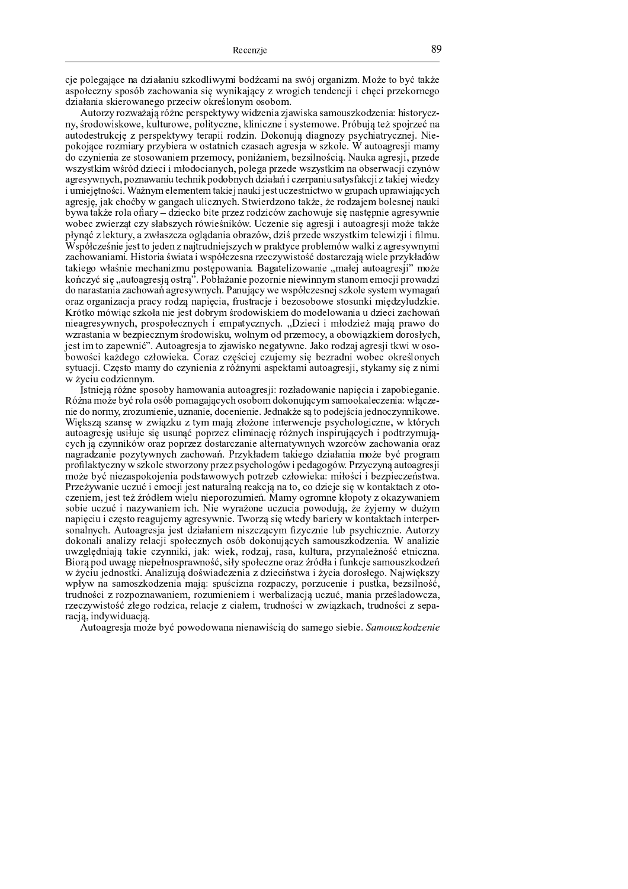cje polegające na działaniu szkodliwymi bodźcami na swój organizm. Może to być także aspołeczny sposób zachowania się wynikający z wrogich tendencji i chęci przekornego działania skierowanego przeciw określonym osobom.

Autorzy rozważają różne perspektywy widzenia zjawiska samouszkodzenia: historyczny, środowiskowe, kulturowe, polityczne, kliniczne i systemowe. Próbują też spojrzeć na autodestrukcję z perspektywy terapii rodzin. Dokonują diagnozy psychiatrycznej. Niepokojące rozmiary przybiera w ostatnich czasach agresja w szkole. W autoagresji mamy do czynienia ze stosowaniem przemocy, poniżaniem, bezsilnością. Nauka agresji, przede wszystkim wśród dzieci i młodocianych, polega przede wszystkim na obserwacji czynów agresywnych, poznawaniu technik podobnych działań i czerpaniu satysfakcji z takiej wiedzy i umiejętności. Ważnym elementem takiej nauki jest uczestnictwo w grupach uprawiających agresję, jak choćby w gangach ulicznych. Stwierdzono także, że rodzajem bolesnej nauki bywa także rola ofiary – dziecko bite przez rodziców zachowuje się następnie agresywnie wobec zwierząt czy słabszych rówieśników. Uczenie się agresji i autoagresji może także płynąć z lektury, a zwłaszcza oglądania obrazów, dziś przede wszystkim telewizji i filmu. Współcześnie jest to jeden z najtrudniejszych w praktyce problemów walki z agresywnymi zachowaniami. Historia świata i współczesna rzeczywistość dostarczają wiele przykładów takiego właśnie mechanizmu postępowania. Bagatelizowanie „małej autoagresji" może kończyć się „autoagresją ostrą". Pobłażanie pozornie niewinnym stanom emocji prowadzi do narastania zachowań agresywnych. Panujący we współczesnej szkole system wymagań oraz organizacja pracy rodzą napięcia, frustracje i bezosobowe stosunki międzyludzkie. Krótko mówiąc szkoła nie jest dobrym środowiskiem do modelowania u dzieci zachowań nieagresywnych, prospołecznych i empatycznych. „Dzieci i młodzież mają prawo do wzrastania w bezpiecznym środowisku, wolnym od przemocy, a obowiązkiem dorosłych, jest im to zapewnić". Autoagresja to zjawisko negatywne. Jako rodzaj agresji tkwi w osobowości każdego człowieka. Coraz częściej czujemy się bezradni wobec określonych sytuacji. Często mamy do czynienia z różnymi aspektami autoagresji, stykamy się z nimi w życiu codziennym.

Istnieją różne sposoby hamowania autoagresji: rozładowanie napięcia i zapobieganie. Różna może być rola osób pomagających osobom dokonującym samookaleczenia: włączenie do normy, zrozumienie, uznanie, docenienie. Jednakże są to podejścia jednoczynnikowe. Większą szansę w związku z tym mają złożone interwencje psychologiczne, w których autoagresję usiłuje się usunąć poprzez eliminację różnych inspirujących i podtrzymujących ją czynników oraz poprzez dostarczanie alternatywnych wzorców zachowania oraz nagradzanie pozytywnych zachowań. Przykładem takiego działania może być program profilaktyczny w szkole stworzony przez psychologów i pedagogów. Przyczyną autoagresji może być niezaspokojenia podstawowych potrzeb człowieka: miłości i bezpieczeństwa. Przeżywanie uczuć i emocji jest naturalną reakcją na to, co dzieje się w kontaktach z otoczeniem, jest też źródłem wielu nieporozumień. Mamy ogromne kłopoty z okazywaniem sobie uczuć i nazywaniem ich. Nie wyrażone uczucia powodują, że żyjemy w dużym napięciu i często reagujemy agresywnie. Tworzą się wtedy bariery w kontaktach interpersonalnych. Autoagresja jest działaniem niszczącym fizycznie lub psychicznie. Autorzy dokonali analizy relacji społecznych osób dokonujących samouszkodzenia. W analizie uwzględniają takie czynniki, jak: wiek, rodzaj, rasa, kultura, przynależność etniczna. Biorą pod uwagę niepełnosprawność, siły społeczne oraz źródła i funkcje samouszkodzeń w życiu jednostki. Analizują doświadczenia z dzieciństwa i życia dorosłego. Największy wpływ na samoszkodzenia mają: spuścizna rozpaczy, porzucenie i pustka, bezsilność, trudności z rozpoznawaniem, rozumieniem i werbalizacją uczuć, mania prześladowcza, rzeczywistość złego rodzica, relacje z ciałem, trudności w związkach, trudności z separacją, indywiduacją.

Autoagresja może być powodowana nienawiścią do samego siebie. *Samouszkodzenie*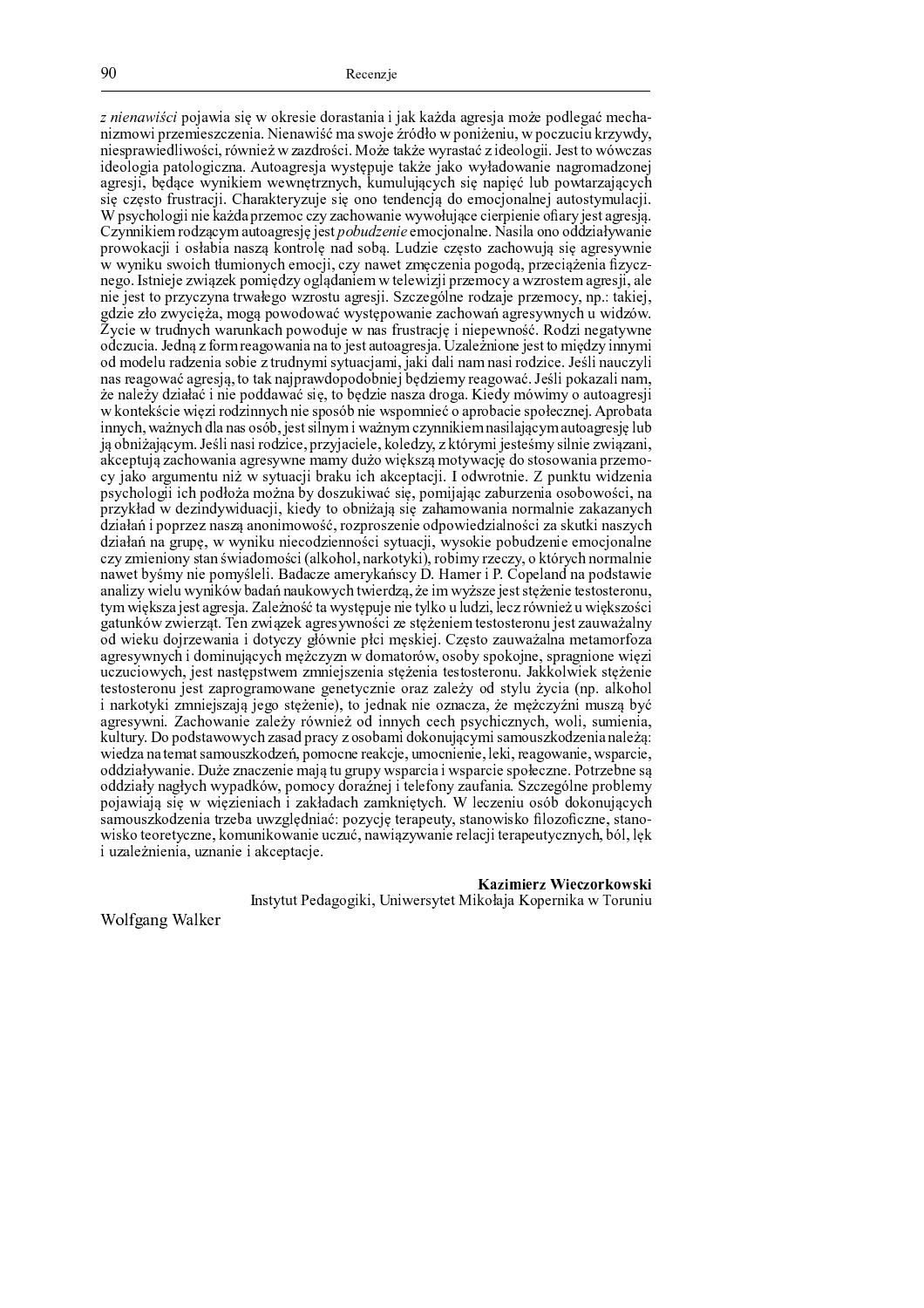*z nienawiści* pojawia się w okresie dorastania i jak każda agresja może podlegać mechanizmowi przemieszczenia. Nienawiść ma swoje źródło w poniżeniu, w poczuciu krzywdy, niesprawiedliwości, również w zazdrości. Może także wyrastać z ideologii. Jest to wówczas ideologia patologiczna. Autoagresja występuje także jako wyładowanie nagromadzonej agresji, będące wynikiem wewnętrznych, kumulujących się napięć lub powtarzających się często frustracji. Charakteryzuje się ono tendencją do emocjonalnej autostymulacji. W psychologii nie każda przemoc czy zachowanie wywołujące cierpienie ofiary jest agresją. Czynnikiem rodzącym autoagresję jest *pobudzenie* emocjonalne. Nasila ono oddziaływanie prowokacji i osłabia naszą kontrolę nad sobą. Ludzie często zachowują się agresywnie w wyniku swoich tłumionych emocji, czy nawet zmęczenia pogodą, przeciążenia fizycznego. Istnieje związek pomiędzy oglądaniem w telewizji przemocy a wzrostem agresji, ale nie jest to przyczyna trwałego wzrostu agresji. Szczególne rodzaje przemocy, np.: takiej, gdzie zło zwycięża, mogą powodować występowanie zachowań agresywnych u widzów. Życie w trudnych warunkach powoduje w nas frustrację i niepewność. Rodzi negatywne odczucia. Jedną z form reagowania na to jest autoagresja. Uzależnione jest to między innymi od modelu radzenia sobie z trudnymi sytuacjami, jaki dali nam nasi rodzice. Jeśli nauczyli nas reagować agresją, to tak najprawdopodobniej będziemy reagować. Jeśli pokazali nam, że należy działać i nie poddawać się, to będzie nasza droga. Kiedy mówimy o autoagresji w kontekście więzi rodzinnych nie sposób nie wspomnieć o aprobacie społecznej. Aprobata innych, ważnych dla nas osób, jest silnym i ważnym czynnikiem nasilającym autoagresję lub ją obniżającym. Jeśli nasi rodzice, przyjaciele, koledzy, z którymi jesteśmy silnie związani, akceptują zachowania agresywne mamy dużo większą motywację do stosowania przemocy jako argumentu niż w sytuacji braku ich akceptacji. I odwrotnie. Z punktu widzenia psychologii ich podłoża można by doszukiwać się, pomijając zaburzenia osobowości, na przykład w dezindywiduacji, kiedy to obniżają się zahamowania normalnie zakazanych działań i poprzez naszą anonimowość, rozproszenie odpowiedzialności za skutki naszych działań na grupę, w wyniku niecodzienności sytuacji, wysokie pobudzenie emocjonalne czy zmieniony stan świadomości (alkohol, narkotyki), robimy rzeczy, o których normalnie nawet byśmy nie pomyśleli. Badacze amerykańscy D. Hamer i P. Copeland na podstawie analizy wielu wyników badań naukowych twierdzą, że im wyższe jest stężenie testosteronu, tym większa jest agresja. Zależność ta występuje nie tylko u ludzi, lecz również u większości gatunków zwierząt. Ten związek agresywności ze stężeniem testosteronu jest zauważalny od wieku dojrzewania i dotyczy głównie płci męskiej. Często zauważalna metamorfoza agresywnych i dominujących mężczyzn w domatorów, osoby spokojne, spragnione więzi uczuciowych, jest następstwem zmniejszenia stężenia testosteronu. Jakkolwiek stężenie testosteronu jest zaprogramowane genetycznie oraz zależy od stylu życia (np. alkohol i narkotyki zmniejszają jego stężenie), to jednak nie oznacza, że mężczyźni muszą być agresywni. Zachowanie zależy również od innych cech psychicznych, woli, sumienia, kultury. Do podstawowych zasad pracy z osobami dokonującymi samouszkodzenia należą: wiedza na temat samouszkodzeń, pomocne reakcje, umocnienie, leki, reagowanie, wsparcie, oddziaływanie. Duże znaczenie mają tu grupy wsparcia i wsparcie społeczne. Potrzebne są oddziały nagłych wypadków, pomocy doraźnej i telefony zaufania. Szczególne problemy pojawiają się w więzieniach i zakładach zamkniętych. W leczeniu osób dokonujących samouszkodzenia trzeba uwzględniać: pozycję terapeuty, stanowisko filozoficzne, stanowisko teoretyczne, komunikowanie uczuć, nawiązywanie relacji terapeutycznych, ból, lęk i uzależnienia, uznanie i akceptacje.

**Kazimierz Wieczorkowski**
Instytut Pedagogiki, Uniwersytet Mikołaja Kopernika w Toruniu

Wolfgang Walker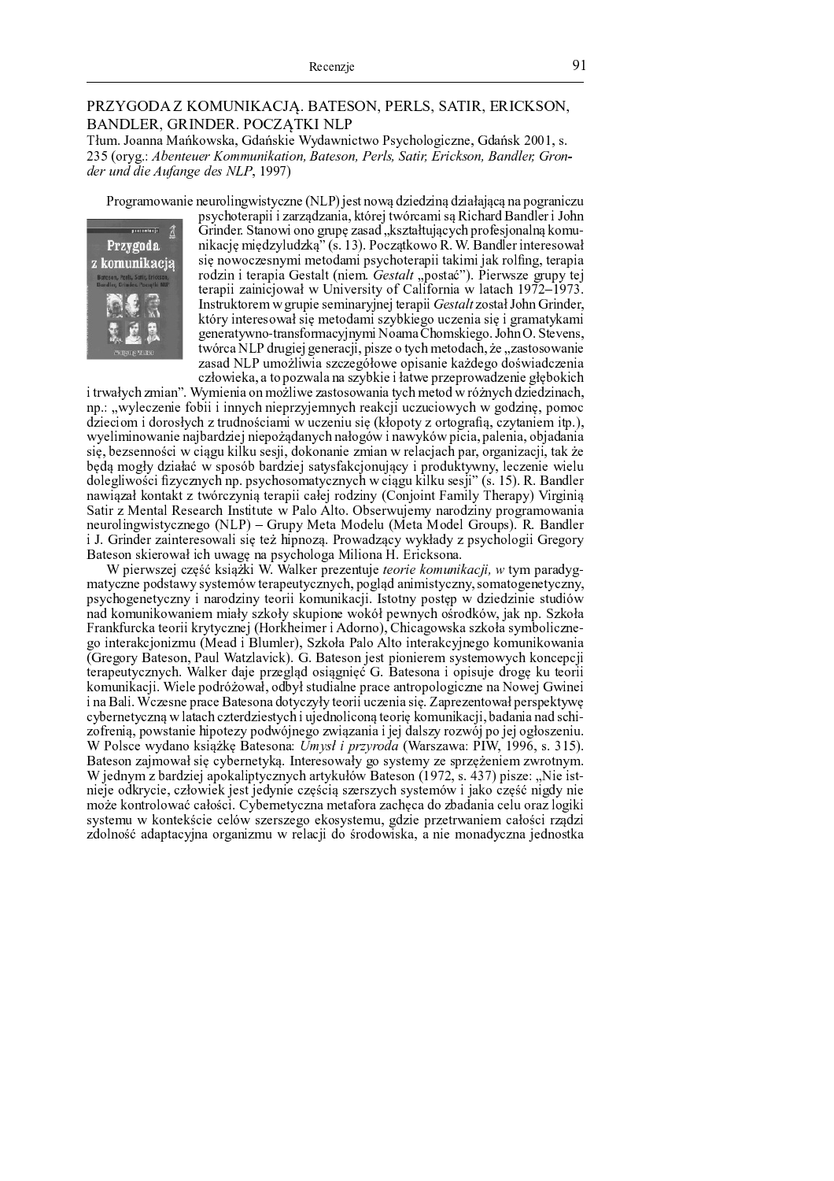## PRZYGODA Z KOMUNIKACJĄ. BATESON, PERLS, SATIR, ERICKSON, BANDLER, GRINDER. POCZĄTKI NLP

Tłum. Joanna Mańkowska, Gdańskie Wydawnictwo Psychologiczne, Gdańsk 2001, s. 235 (oryg.: *Abenteuer Kommunikation, Bateson, Perls, Satir, Erickson, Bandler, Gronder und die Aufange des NLP*, 1997)

Programowanie neurolingwistyczne (NLP) jest nową dziedziną działającą na pograniczu psychoterapii i zarządzania, której twórcami są Richard Bandler i John Grinder. Stanowi ono grupę zasad „kształtujących profesjonalną komunikację międzyludzką" (s. 13). Początkowo R. W. Bandler interesował się nowoczesnymi metodami psychoterapii takimi jak rolfing, terapia rodzin i terapia Gestalt (niem. *Gestalt* „postać"). Pierwsze grupy tej terapii zainicjował w University of California w latach 1972–1973. Instruktorem w grupie seminaryjnej terapii *Gestalt* został John Grinder, który interesował się metodami szybkiego uczenia się i gramatykami generatywno-transformacyjnymi Noama Chomskiego. John O. Stevens, twórca NLP drugiej generacji, pisze o tych metodach, że „zastosowanie zasad NLP umożliwia szczegółowe opisanie każdego doświadczenia człowieka, a to pozwala na szybkie i łatwe przeprowadzenie głębokich i trwałych zmian". Wymienia on możliwe zastosowania tych metod w różnych dziedzinach, np.: „wyleczenie fobii i innych nieprzyjemnych reakcji uczuciowych w godzinę, pomoc dzieciom i dorosłych z trudnościami w uczeniu się (kłopoty z ortografią, czytaniem itp.), wyeliminowanie najbardziej niepożądanych nałogów i nawyków picia, palenia, objadania się, bezsenności w ciągu kilku sesji, dokonanie zmian w relacjach par, organizacji, tak że będą mogły działać w sposób bardziej satysfakcjonujący i produktywny, leczenie wielu dolegliwości fizycznych np. psychosomatycznych w ciągu kilku sesji" (s. 15). R. Bandler nawiązał kontakt z twórczynią terapii całej rodziny (Conjoint Family Therapy) Virginią Satir z Mental Research Institute w Palo Alto. Obserwujemy narodziny programowania neurolingwistycznego (NLP) – Grupy Meta Modelu (Meta Model Groups). R. Bandler i J. Grinder zainteresowali się też hipnozą. Prowadzący wykłady z psychologii Gregory Bateson skierował ich uwagę na psychologa Miliona H. Ericksona.

W pierwszej część książki W. Walker prezentuje *teorie komunikacji, w* tym paradygmatyczne podstawy systemów terapeutycznych, pogląd animistyczny, somatogenetyczny, psychogenetyczny i narodziny teorii komunikacji. Istotny postęp w dziedzinie studiów nad komunikowaniem miały szkoły skupione wokół pewnych ośrodków, jak np. Szkoła Frankfurcka teorii krytycznej (Horkheimer i Adorno), Chicagowska szkoła symbolicznego interakcjonizmu (Mead i Blumler), Szkoła Palo Alto interakcyjnego komunikowania (Gregory Bateson, Paul Watzlavick). G. Bateson jest pionierem systemowych koncepcji terapeutycznych. Walker daje przegląd osiągnięć G. Batesona i opisuje drogę ku teorii komunikacji. Wiele podróżował, odbył studialne prace antropologiczne na Nowej Gwinei i na Bali. Wczesne prace Batesona dotyczyły teorii uczenia się. Zaprezentował perspektywę cybernetyczną w latach czterdziestych i ujednoliconą teorię komunikacji, badania nad schizofrenią, powstanie hipotezy podwójnego związania i jej dalszy rozwój po jej ogłoszeniu. W Polsce wydano książkę Batesona: *Umysł i przyroda* (Warszawa: PIW, 1996, s. 315). Bateson zajmował się cybernetyką. Interesowały go systemy ze sprzężeniem zwrotnym. W jednym z bardziej apokaliptycznych artykułów Bateson (1972, s. 437) pisze: „Nie istnieje odkrycie, człowiek jest jedynie częścią szerszych systemów i jako część nigdy nie może kontrolować całości. Cybernetyczna metafora zachęca do zbadania celu oraz logiki systemu w kontekście celów szerszego ekosystemu, gdzie przetrwaniem całości rządzi zdolność adaptacyjna organizmu w relacji do środowiska, a nie monadyczna jednostka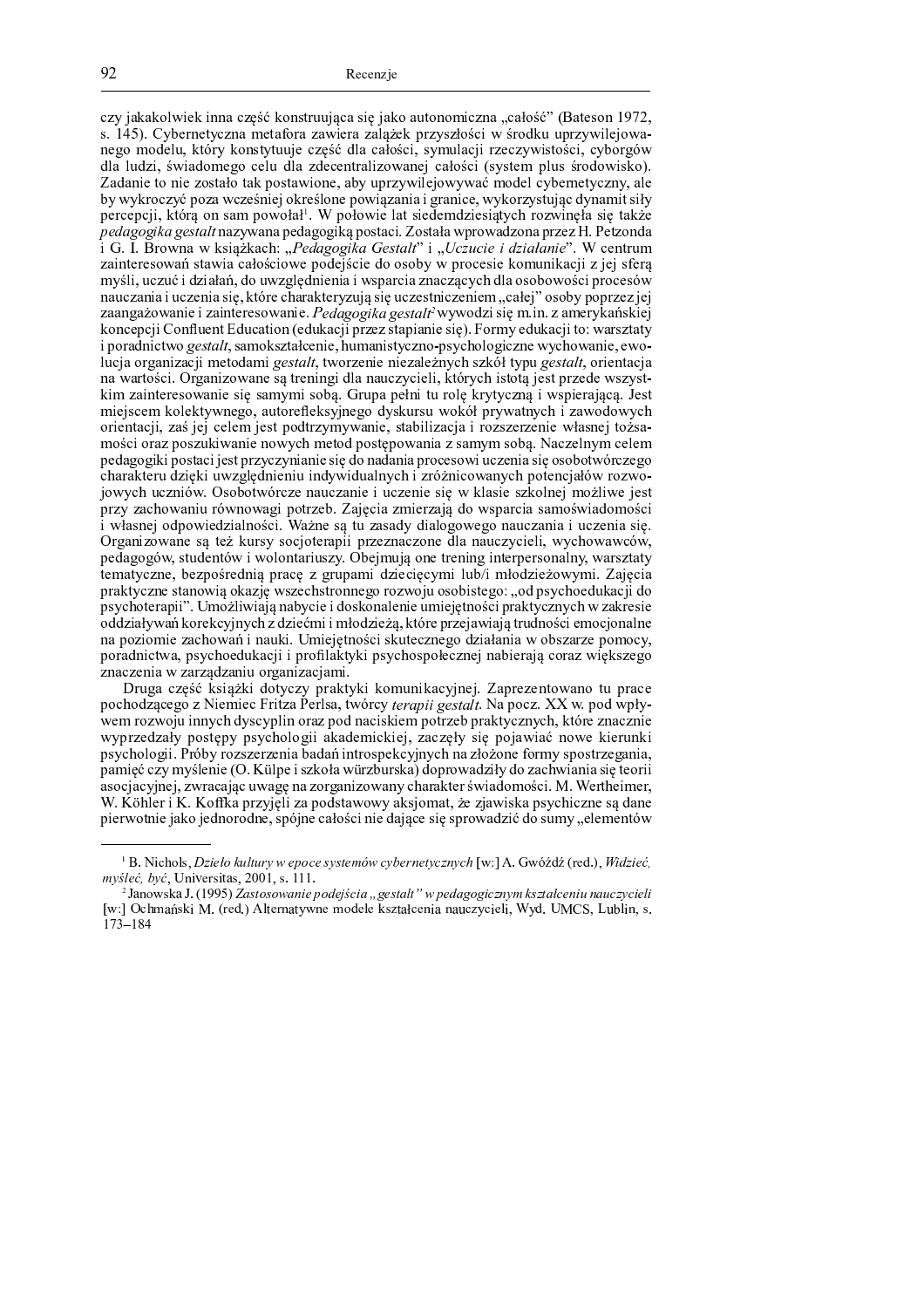czy jakakolwiek inna część konstruująca się jako autonomiczna „całość" (Bateson 1972, s. 145). Cybernetyczna metafora zawiera zalążek przyszłości w środku uprzywilejowanego modelu, który konstytuuje część dla całości, symulacji rzeczywistości, cyborgów dla ludzi, świadomego celu dla zdecentralizowanej całości (system plus środowisko). Zadanie to nie zostało tak postawione, aby uprzywilejowywać model cybernetyczny, ale by wykroczyć poza wcześniej określone powiązania i granice, wykorzystując dynamit siły percepcji, którą on sam powołał[1]. W połowie lat siedemdziesiątych rozwinęła się także *pedagogika gestalt* nazywana pedagogiką postaci. Została wprowadzona przez H. Petzonda i G. I. Browna w książkach: „*Pedagogika Gestalt*" i „*Uczucie i działanie*". W centrum zainteresowań stawia całościowe podejście do osoby w procesie komunikacji z jej sferą myśli, uczuć i działań, do uwzględnienia i wsparcia znaczących dla osobowości procesów nauczania i uczenia się, które charakteryzują się uczestniczeniem „całej" osoby poprzez jej zaangażowanie i zainteresowanie. *Pedagogika gestalt*[2] wywodzi się m.in. z amerykańskiej koncepcji Confluent Education (edukacji przez stapianie się). Formy edukacji to: warsztaty i poradnictwo *gestalt*, samokształcenie, humanistyczno-psychologiczne wychowanie, ewolucja organizacji metodami *gestalt*, tworzenie niezależnych szkół typu *gestalt*, orientacja na wartości. Organizowane są treningi dla nauczycieli, których istotą jest przede wszystkim zainteresowanie się samymi sobą. Grupa pełni tu rolę krytyczną i wspierającą. Jest miejscem kolektywnego, autorefleksyjnego dyskursu wokół prywatnych i zawodowych orientacji, zaś jej celem jest podtrzymywanie, stabilizacja i rozszerzenie własnej tożsamości oraz poszukiwanie nowych metod postępowania z samym sobą. Naczelnym celem pedagogiki postaci jest przyczynianie się do nadania procesowi uczenia się osobotwórczego charakteru dzięki uwzględnieniu indywidualnych i zróżnicowanych potencjałów rozwojowych uczniów. Osobotwórcze nauczanie i uczenie się w klasie szkolnej możliwe jest przy zachowaniu równowagi potrzeb. Zajęcia zmierzają do wsparcia samoświadomości i własnej odpowiedzialności. Ważne są tu zasady dialogowego nauczania i uczenia się. Organizowane są też kursy socjoterapii przeznaczone dla nauczycieli, wychowawców, pedagogów, studentów i wolontariuszy. Obejmują one trening interpersonalny, warsztaty tematyczne, bezpośrednią pracę z grupami dziecięcymi lub/i młodzieżowymi. Zajęcia praktyczne stanowią okazję wszechstronnego rozwoju osobistego: „od psychoedukacji do psychoterapii". Umożliwiają nabycie i doskonalenie umiejętności praktycznych w zakresie oddziaływań korekcyjnych z dziećmi i młodzieżą, które przejawiają trudności emocjonalne na poziomie zachowań i nauki. Umiejętności skutecznego działania w obszarze pomocy, poradnictwa, psychoedukacji i profilaktyki psychospołecznej nabierają coraz większego znaczenia w zarządzaniu organizacjami.

Druga część książki dotyczy praktyki komunikacyjnej. Zaprezentowano tu prace pochodzącego z Niemiec Fritza Perlsa, twórcy *terapii gestalt*. Na pocz. XX w. pod wpływem rozwoju innych dyscyplin oraz pod naciskiem potrzeb praktycznych, które znacznie wyprzedzały postępy psychologii akademickiej, zaczęły się pojawiać nowe kierunki psychologii. Próby rozszerzenia badań introspekcyjnych na złożone formy spostrzegania, pamięć czy myślenie (O. Külpe i szkoła würzburska) doprowadziły do zachwiania się teorii asocjacyjnej, zwracając uwagę na zorganizowany charakter świadomości. M. Wertheimer, W. Köhler i K. Koffka przyjęli za podstawowy aksjomat, że zjawiska psychiczne są dane pierwotnie jako jednorodne, spójne całości nie dające się sprowadzić do sumy „elementów

---

[1] B. Nichols, *Dzieło kultury w epoce systemów cybernetycznych* [w:] A. Gwóźdź (red.), *Widzieć, myśleć, być*, Universitas, 2001, s. 111.

[2] Janowska J. (1995) *Zastosowanie podejścia „gestalt" w pedagogicznym kształceniu nauczycieli* [w:] Ochmański M. (red.) Alternatywne modele kształcenia nauczycieli, Wyd. UMCS, Lublin, s. 173–184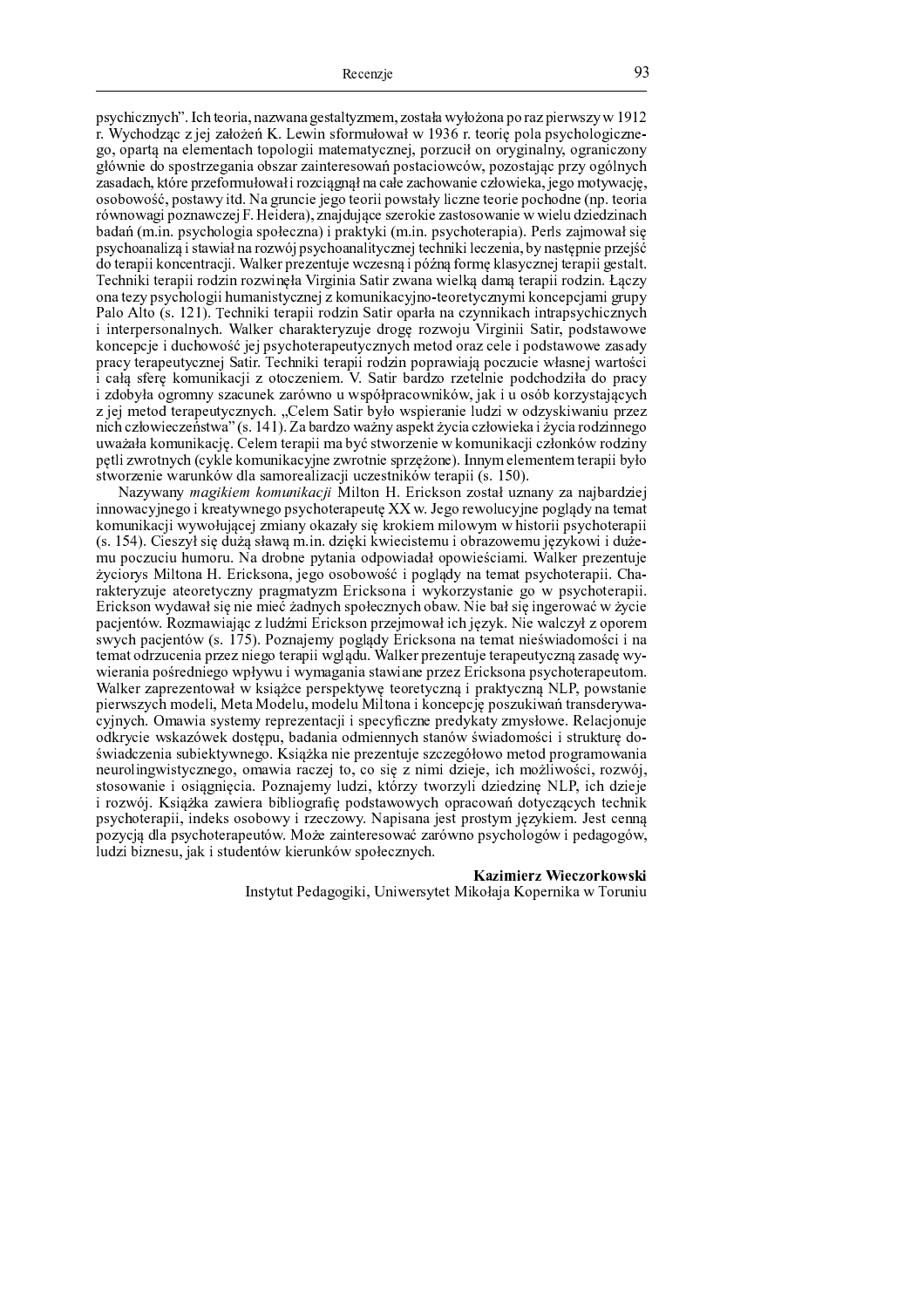psychicznych". Ich teoria, nazwana gestaltyzmem, została wyłożona po raz pierwszy w 1912 r. Wychodząc z jej założeń K. Lewin sformułował w 1936 r. teorię pola psychologicznego, opartą na elementach topologii matematycznej, porzucił on oryginalny, ograniczony głównie do spostrzegania obszar zainteresowań postaciowców, pozostając przy ogólnych zasadach, które przeformułował i rozciągnął na całe zachowanie człowieka, jego motywację, osobowość, postawy itd. Na gruncie jego teorii powstały liczne teorie pochodne (np. teoria równowagi poznawczej F. Heidera), znajdujące szerokie zastosowanie w wielu dziedzinach badań (m.in. psychologia społeczna) i praktyki (m.in. psychoterapia). Perls zajmował się psychoanalizą i stawiał na rozwój psychoanalitycznej techniki leczenia, by następnie przejść do terapii koncentracji. Walker prezentuje wczesną i późną formę klasycznej terapii gestalt. Techniki terapii rodzin rozwinęła Virginia Satir zwana wielką damą terapii rodzin. Łączy ona tezy psychologii humanistycznej z komunikacyjno-teoretycznymi koncepcjami grupy Palo Alto (s. 121). Techniki terapii rodzin Satir oparła na czynnikach intrapsychicznych i interpersonalnych. Walker charakteryzuje drogę rozwoju Virginii Satir, podstawowe koncepcje i duchowość jej psychoterapeutycznych metod oraz cele i podstawowe zasady pracy terapeutycznej Satir. Techniki terapii rodzin poprawiają poczucie własnej wartości i całą sferę komunikacji z otoczeniem. V. Satir bardzo rzetelnie podchodziła do pracy i zdobyła ogromny szacunek zarówno u współpracowników, jak i u osób korzystających z jej metod terapeutycznych. „Celem Satir było wspieranie ludzi w odzyskiwaniu przez nich człowieczeństwa" (s. 141). Za bardzo ważny aspekt życia człowieka i życia rodzinnego uważała komunikację. Celem terapii ma być stworzenie w komunikacji członków rodziny pętli zwrotnych (cykle komunikacyjne zwrotnie sprzężone). Innym elementem terapii było stworzenie warunków dla samorealizacji uczestników terapii (s. 150).

Nazywany *magikiem komunikacji* Milton H. Erickson został uznany za najbardziej innowacyjnego i kreatywnego psychoterapeutę XX w. Jego rewolucyjne poglądy na temat komunikacji wywołującej zmiany okazały się krokiem milowym w historii psychoterapii (s. 154). Cieszył się dużą sławą m.in. dzięki kwiecistemu i obrazowemu językowi i dużemu poczuciu humoru. Na drobne pytania odpowiadał opowieściami. Walker prezentuje życiorys Miltona H. Ericksona, jego osobowość i poglądy na temat psychoterapii. Charakteryzuje ateoretyczny pragmatyzm Ericksona i wykorzystanie go w psychoterapii. Erickson wydawał się nie mieć żadnych społecznych obaw. Nie bał się ingerować w życie pacjentów. Rozmawiając z ludźmi Erickson przejmował ich język. Nie walczył z oporem swych pacjentów (s. 175). Poznajemy poglądy Ericksona na temat nieświadomości i na temat odrzucenia przez niego terapii wglądu. Walker prezentuje terapeutyczną zasadę wywierania pośredniego wpływu i wymagania stawiane przez Ericksona psychoterapeutom. Walker zaprezentował w książce perspektywę teoretyczną i praktyczną NLP, powstanie pierwszych modeli, Meta Modelu, modelu Miltona i koncepcję poszukiwań transderywacyjnych. Omawia systemy reprezentacji i specyficzne predykaty zmysłowe. Relacjonuje odkrycie wskazówek dostępu, badania odmiennych stanów świadomości i strukturę doświadczenia subiektywnego. Książka nie prezentuje szczegółowo metod programowania neurolingwistycznego, omawia raczej to, co się z nimi dzieje, ich możliwości, rozwój, stosowanie i osiągnięcia. Poznajemy ludzi, którzy tworzyli dziedzinę NLP, ich dzieje i rozwój. Książka zawiera bibliografię podstawowych opracowań dotyczących technik psychoterapii, indeks osobowy i rzeczowy. Napisana jest prostym językiem. Jest cenną pozycją dla psychoterapeutów. Może zainteresować zarówno psychologów i pedagogów, ludzi biznesu, jak i studentów kierunków społecznych.

**Kazimierz Wieczorkowski**
Instytut Pedagogiki, Uniwersytet Mikołaja Kopernika w Toruniu